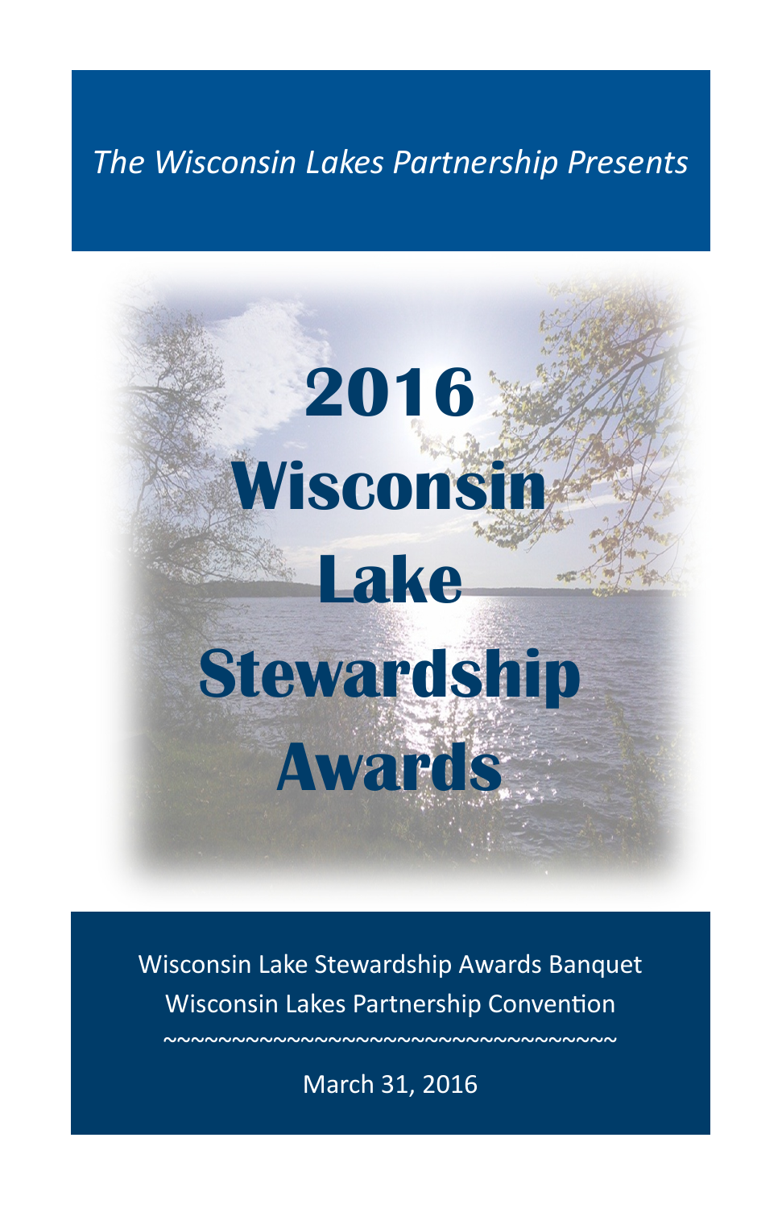*The Wisconsin Lakes Partnership Presents*

# 2016 Wisconsin Lake Stewardship Awards

Wisconsin Lake Stewardship Awards Banquet

Wisconsin Lakes Partnership Convention

~~~~~~~~~~~~~~~~~~~~~~~~~~~~~~~~~~

March 31, 2016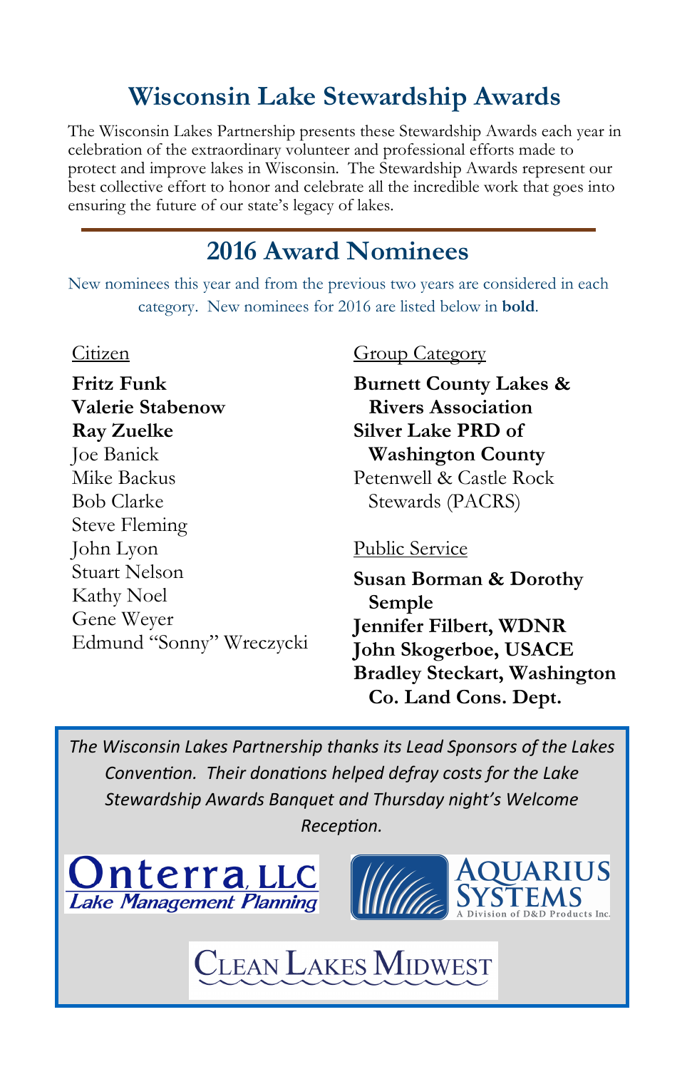# Wisconsin Lake Stewardship Awards

The Wisconsin Lakes Partnership presents these Stewardship Awards each year in celebration of the extraordinary volunteer and professional efforts made to protect and improve lakes in Wisconsin. The Stewardship Awards represent our best collective effort to honor and celebrate all the incredible work that goes into ensuring the future of our state's legacy of lakes.

## 2016 Award Nominees

New nominees this year and from the previous two years are considered in each category. New nominees for 2016 are listed below in **bold**.

Citizen

**Fritz Funk**
**Valerie Stabenow**
**Ray Zuelke**
Joe Banick
Mike Backus
Bob Clarke
Steve Fleming
John Lyon
Stuart Nelson
Kathy Noel
Gene Weyer
Edmund "Sonny" Wreczycki

Group Category

**Burnett County Lakes & Rivers Association**
**Silver Lake PRD of Washington County**
Petenwell & Castle Rock Stewards (PACRS)

Public Service

**Susan Borman & Dorothy Semple**
**Jennifer Filbert, WDNR**
**John Skogerboe, USACE**
**Bradley Steckart, Washington Co. Land Cons. Dept.**

*The Wisconsin Lakes Partnership thanks its Lead Sponsors of the Lakes Convention. Their donations helped defray costs for the Lake Stewardship Awards Banquet and Thursday night's Welcome Reception.*

Onterra, LLC
Lake Management Planning

Aquarius Systems
A Division of D&D Products Inc.

Clean Lakes Midwest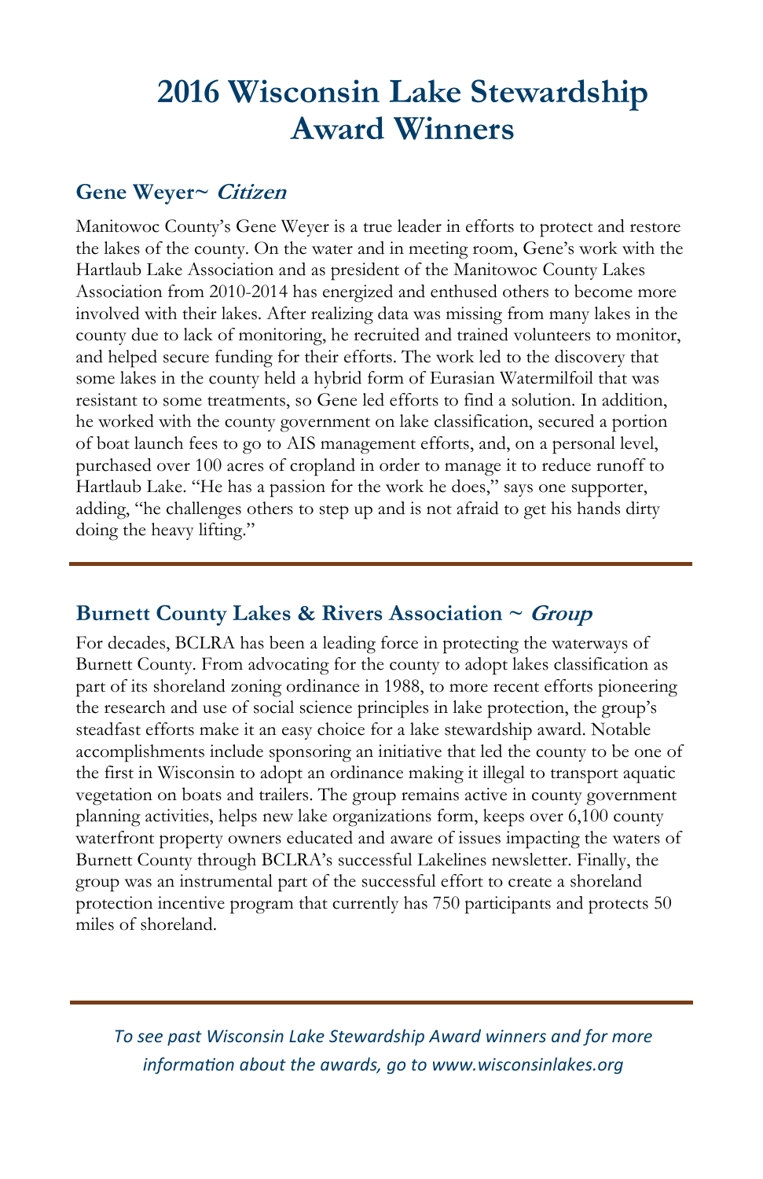# 2016 Wisconsin Lake Stewardship Award Winners

## Gene Weyer~ *Citizen*

Manitowoc County's Gene Weyer is a true leader in efforts to protect and restore the lakes of the county. On the water and in meeting room, Gene's work with the Hartlaub Lake Association and as president of the Manitowoc County Lakes Association from 2010-2014 has energized and enthused others to become more involved with their lakes. After realizing data was missing from many lakes in the county due to lack of monitoring, he recruited and trained volunteers to monitor, and helped secure funding for their efforts. The work led to the discovery that some lakes in the county held a hybrid form of Eurasian Watermilfoil that was resistant to some treatments, so Gene led efforts to find a solution. In addition, he worked with the county government on lake classification, secured a portion of boat launch fees to go to AIS management efforts, and, on a personal level, purchased over 100 acres of cropland in order to manage it to reduce runoff to Hartlaub Lake. "He has a passion for the work he does," says one supporter, adding, "he challenges others to step up and is not afraid to get his hands dirty doing the heavy lifting."

---

## Burnett County Lakes & Rivers Association ~ *Group*

For decades, BCLRA has been a leading force in protecting the waterways of Burnett County. From advocating for the county to adopt lakes classification as part of its shoreland zoning ordinance in 1988, to more recent efforts pioneering the research and use of social science principles in lake protection, the group's steadfast efforts make it an easy choice for a lake stewardship award. Notable accomplishments include sponsoring an initiative that led the county to be one of the first in Wisconsin to adopt an ordinance making it illegal to transport aquatic vegetation on boats and trailers. The group remains active in county government planning activities, helps new lake organizations form, keeps over 6,100 county waterfront property owners educated and aware of issues impacting the waters of Burnett County through BCLRA's successful Lakelines newsletter. Finally, the group was an instrumental part of the successful effort to create a shoreland protection incentive program that currently has 750 participants and protects 50 miles of shoreland.

---

*To see past Wisconsin Lake Stewardship Award winners and for more information about the awards, go to www.wisconsinlakes.org*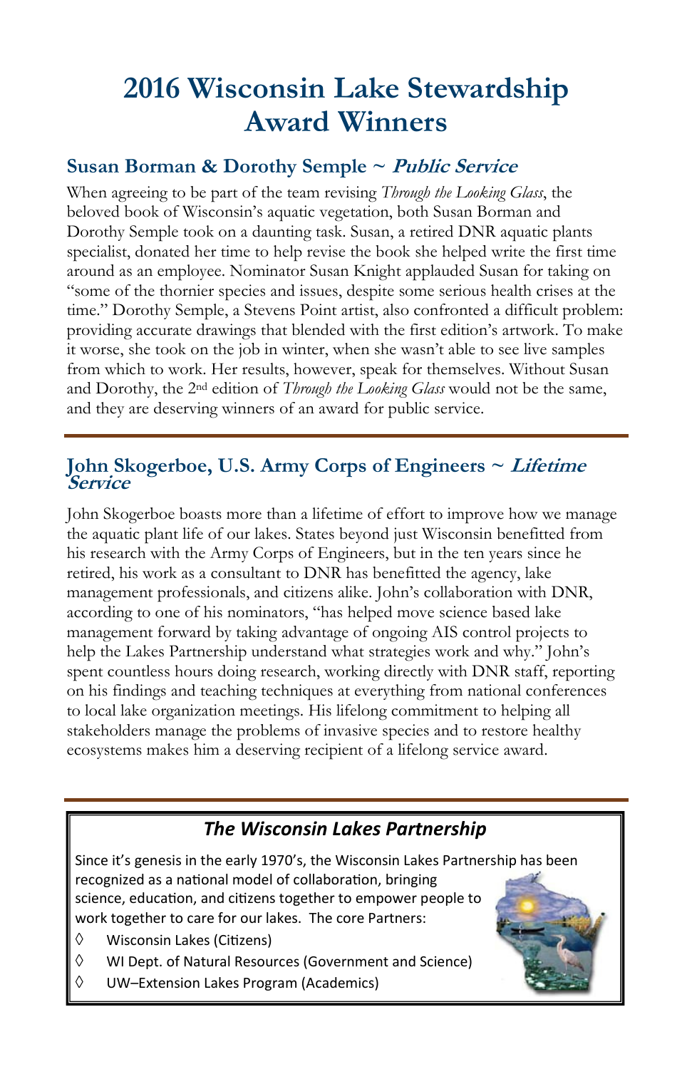# 2016 Wisconsin Lake Stewardship Award Winners

## Susan Borman & Dorothy Semple ~ *Public Service*

When agreeing to be part of the team revising *Through the Looking Glass*, the beloved book of Wisconsin's aquatic vegetation, both Susan Borman and Dorothy Semple took on a daunting task. Susan, a retired DNR aquatic plants specialist, donated her time to help revise the book she helped write the first time around as an employee. Nominator Susan Knight applauded Susan for taking on "some of the thornier species and issues, despite some serious health crises at the time." Dorothy Semple, a Stevens Point artist, also confronted a difficult problem: providing accurate drawings that blended with the first edition's artwork. To make it worse, she took on the job in winter, when she wasn't able to see live samples from which to work. Her results, however, speak for themselves. Without Susan and Dorothy, the 2nd edition of *Through the Looking Glass* would not be the same, and they are deserving winners of an award for public service.

---

## John Skogerboe, U.S. Army Corps of Engineers ~ *Lifetime Service*

John Skogerboe boasts more than a lifetime of effort to improve how we manage the aquatic plant life of our lakes. States beyond just Wisconsin benefitted from his research with the Army Corps of Engineers, but in the ten years since he retired, his work as a consultant to DNR has benefitted the agency, lake management professionals, and citizens alike. John's collaboration with DNR, according to one of his nominators, "has helped move science based lake management forward by taking advantage of ongoing AIS control projects to help the Lakes Partnership understand what strategies work and why." John's spent countless hours doing research, working directly with DNR staff, reporting on his findings and teaching techniques at everything from national conferences to local lake organization meetings. His lifelong commitment to helping all stakeholders manage the problems of invasive species and to restore healthy ecosystems makes him a deserving recipient of a lifelong service award.

---

### *The Wisconsin Lakes Partnership*

Since it's genesis in the early 1970's, the Wisconsin Lakes Partnership has been recognized as a national model of collaboration, bringing science, education, and citizens together to empower people to work together to care for our lakes. The core Partners:

- ◊ Wisconsin Lakes (Citizens)
- ◊ WI Dept. of Natural Resources (Government and Science)
- ◊ UW–Extension Lakes Program (Academics)